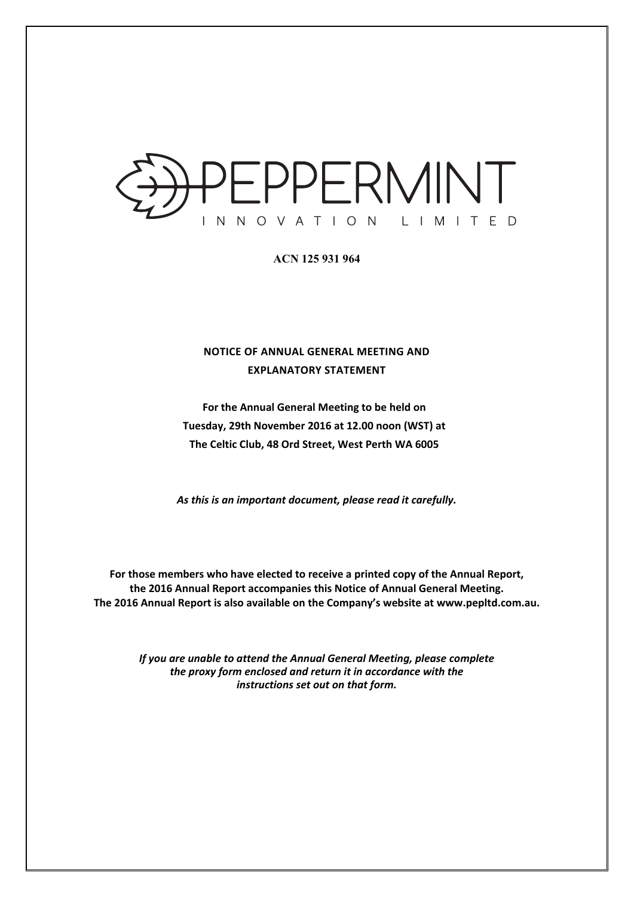# PEPPERMINT

INNOVATION LIMITED

**ACN 125 931 964**

**NOTICE OF ANNUAL GENERAL MEETING AND EXPLANATORY STATEMENT**

**For the Annual General Meeting to be held on Tuesday, 29th November 2016 at 12.00 noon (WST) at The Celtic Club, 48 Ord Street, West Perth WA 6005**

***As this is an important document, please read it carefully.***

**For those members who have elected to receive a printed copy of the Annual Report, the 2016 Annual Report accompanies this Notice of Annual General Meeting. The 2016 Annual Report is also available on the Company's website at www.pepltd.com.au.**

***If you are unable to attend the Annual General Meeting, please complete the proxy form enclosed and return it in accordance with the instructions set out on that form.***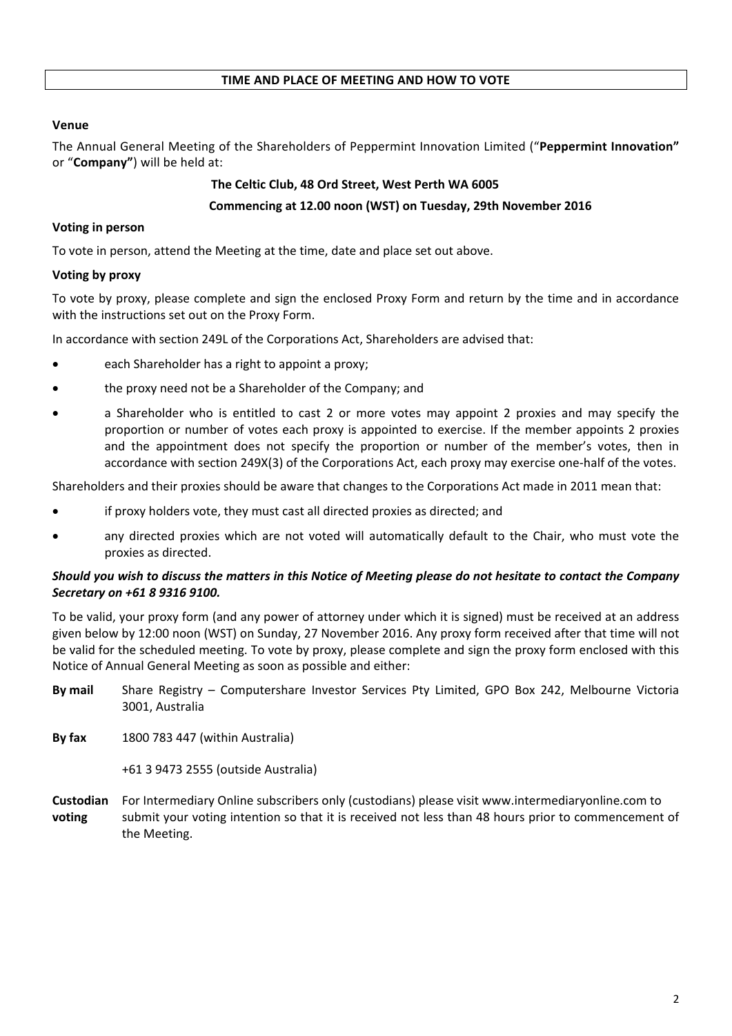## TIME AND PLACE OF MEETING AND HOW TO VOTE

**Venue**

The Annual General Meeting of the Shareholders of Peppermint Innovation Limited ("**Peppermint Innovation"** or "**Company"**) will be held at:

**The Celtic Club, 48 Ord Street, West Perth WA 6005**

**Commencing at 12.00 noon (WST) on Tuesday, 29th November 2016**

**Voting in person**

To vote in person, attend the Meeting at the time, date and place set out above.

**Voting by proxy**

To vote by proxy, please complete and sign the enclosed Proxy Form and return by the time and in accordance with the instructions set out on the Proxy Form.

In accordance with section 249L of the Corporations Act, Shareholders are advised that:

- each Shareholder has a right to appoint a proxy;
- the proxy need not be a Shareholder of the Company; and
- a Shareholder who is entitled to cast 2 or more votes may appoint 2 proxies and may specify the proportion or number of votes each proxy is appointed to exercise. If the member appoints 2 proxies and the appointment does not specify the proportion or number of the member's votes, then in accordance with section 249X(3) of the Corporations Act, each proxy may exercise one-half of the votes.

Shareholders and their proxies should be aware that changes to the Corporations Act made in 2011 mean that:

- if proxy holders vote, they must cast all directed proxies as directed; and
- any directed proxies which are not voted will automatically default to the Chair, who must vote the proxies as directed.

***Should you wish to discuss the matters in this Notice of Meeting please do not hesitate to contact the Company Secretary on +61 8 9316 9100.***

To be valid, your proxy form (and any power of attorney under which it is signed) must be received at an address given below by 12:00 noon (WST) on Sunday, 27 November 2016. Any proxy form received after that time will not be valid for the scheduled meeting. To vote by proxy, please complete and sign the proxy form enclosed with this Notice of Annual General Meeting as soon as possible and either:

**By mail** Share Registry – Computershare Investor Services Pty Limited, GPO Box 242, Melbourne Victoria 3001, Australia

**By fax** 1800 783 447 (within Australia)

+61 3 9473 2555 (outside Australia)

**Custodian voting** For Intermediary Online subscribers only (custodians) please visit www.intermediaryonline.com to submit your voting intention so that it is received not less than 48 hours prior to commencement of the Meeting.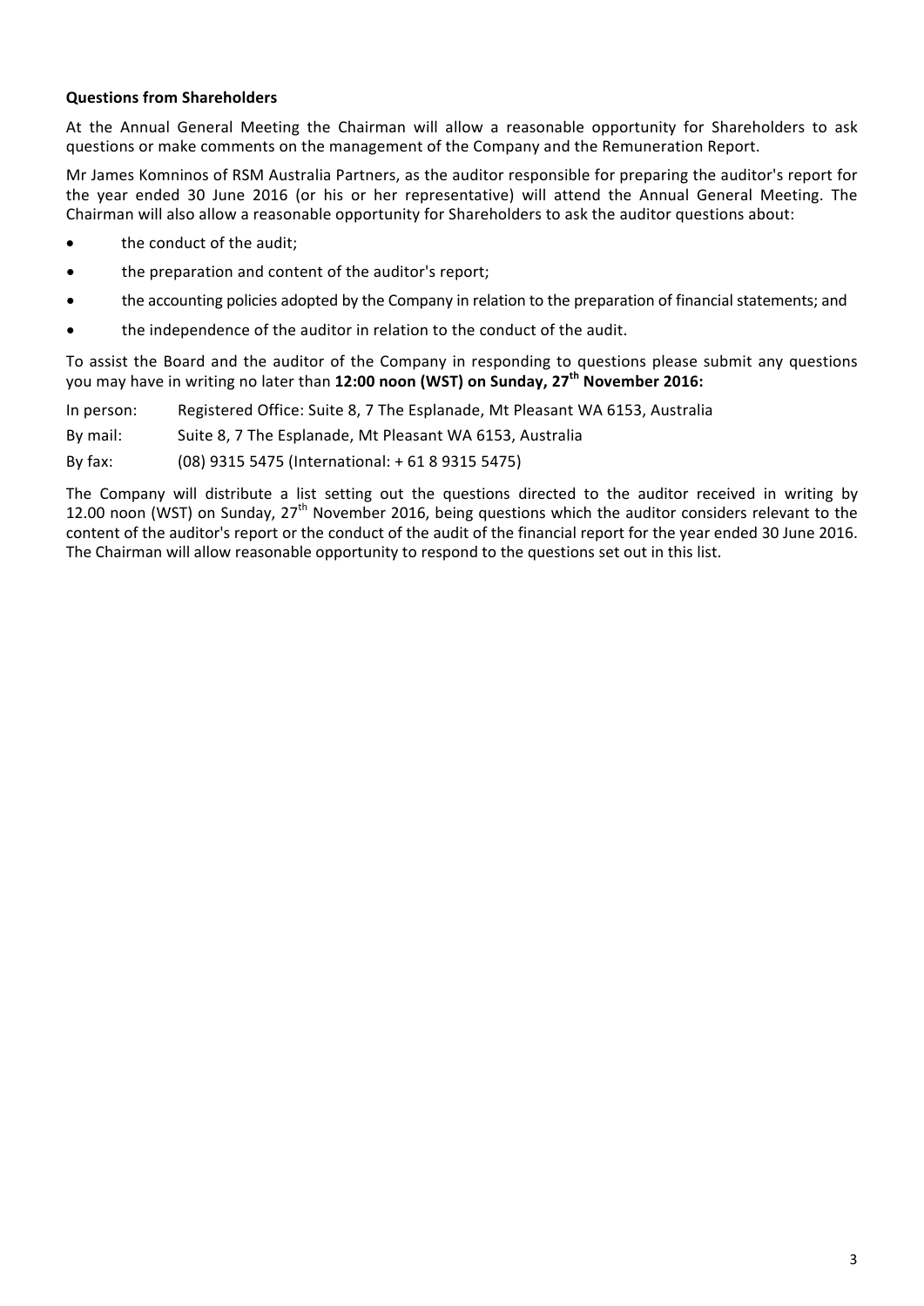**Questions from Shareholders**

At the Annual General Meeting the Chairman will allow a reasonable opportunity for Shareholders to ask questions or make comments on the management of the Company and the Remuneration Report.

Mr James Komninos of RSM Australia Partners, as the auditor responsible for preparing the auditor's report for the year ended 30 June 2016 (or his or her representative) will attend the Annual General Meeting. The Chairman will also allow a reasonable opportunity for Shareholders to ask the auditor questions about:

- the conduct of the audit;
- the preparation and content of the auditor's report;
- the accounting policies adopted by the Company in relation to the preparation of financial statements; and
- the independence of the auditor in relation to the conduct of the audit.

To assist the Board and the auditor of the Company in responding to questions please submit any questions you may have in writing no later than **12:00 noon (WST) on Sunday, 27th November 2016:**

In person: Registered Office: Suite 8, 7 The Esplanade, Mt Pleasant WA 6153, Australia

By mail: Suite 8, 7 The Esplanade, Mt Pleasant WA 6153, Australia

By fax: (08) 9315 5475 (International: + 61 8 9315 5475)

The Company will distribute a list setting out the questions directed to the auditor received in writing by 12.00 noon (WST) on Sunday, 27th November 2016, being questions which the auditor considers relevant to the content of the auditor's report or the conduct of the audit of the financial report for the year ended 30 June 2016. The Chairman will allow reasonable opportunity to respond to the questions set out in this list.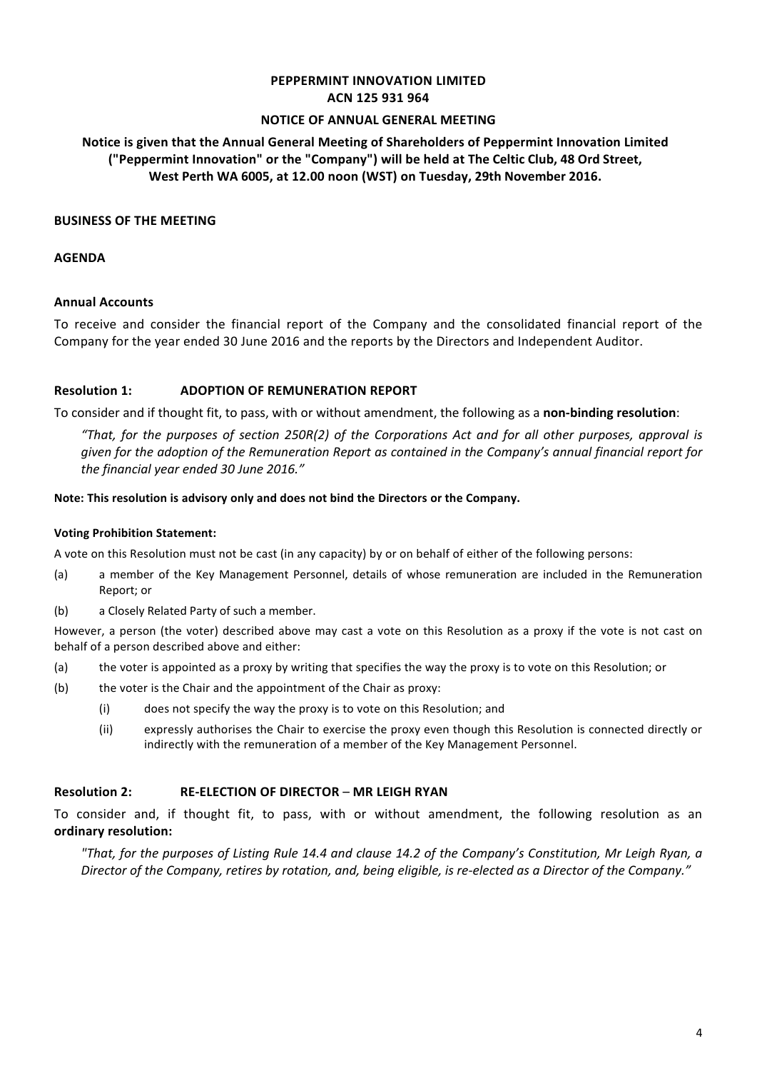**PEPPERMINT INNOVATION LIMITED**
**ACN 125 931 964**

**NOTICE OF ANNUAL GENERAL MEETING**

**Notice is given that the Annual General Meeting of Shareholders of Peppermint Innovation Limited ("Peppermint Innovation" or the "Company") will be held at The Celtic Club, 48 Ord Street, West Perth WA 6005, at 12.00 noon (WST) on Tuesday, 29th November 2016.**

## BUSINESS OF THE MEETING

## AGENDA

### Annual Accounts

To receive and consider the financial report of the Company and the consolidated financial report of the Company for the year ended 30 June 2016 and the reports by the Directors and Independent Auditor.

### Resolution 1: ADOPTION OF REMUNERATION REPORT

To consider and if thought fit, to pass, with or without amendment, the following as a **non-binding resolution**:

*"That, for the purposes of section 250R(2) of the Corporations Act and for all other purposes, approval is given for the adoption of the Remuneration Report as contained in the Company's annual financial report for the financial year ended 30 June 2016."*

**Note: This resolution is advisory only and does not bind the Directors or the Company.**

**Voting Prohibition Statement:**

A vote on this Resolution must not be cast (in any capacity) by or on behalf of either of the following persons:

(a) a member of the Key Management Personnel, details of whose remuneration are included in the Remuneration Report; or

(b) a Closely Related Party of such a member.

However, a person (the voter) described above may cast a vote on this Resolution as a proxy if the vote is not cast on behalf of a person described above and either:

(a) the voter is appointed as a proxy by writing that specifies the way the proxy is to vote on this Resolution; or

(b) the voter is the Chair and the appointment of the Chair as proxy:

  (i) does not specify the way the proxy is to vote on this Resolution; and

  (ii) expressly authorises the Chair to exercise the proxy even though this Resolution is connected directly or indirectly with the remuneration of a member of the Key Management Personnel.

### Resolution 2: RE-ELECTION OF DIRECTOR – MR LEIGH RYAN

To consider and, if thought fit, to pass, with or without amendment, the following resolution as an **ordinary resolution:**

*"That, for the purposes of Listing Rule 14.4 and clause 14.2 of the Company's Constitution, Mr Leigh Ryan, a Director of the Company, retires by rotation, and, being eligible, is re-elected as a Director of the Company."*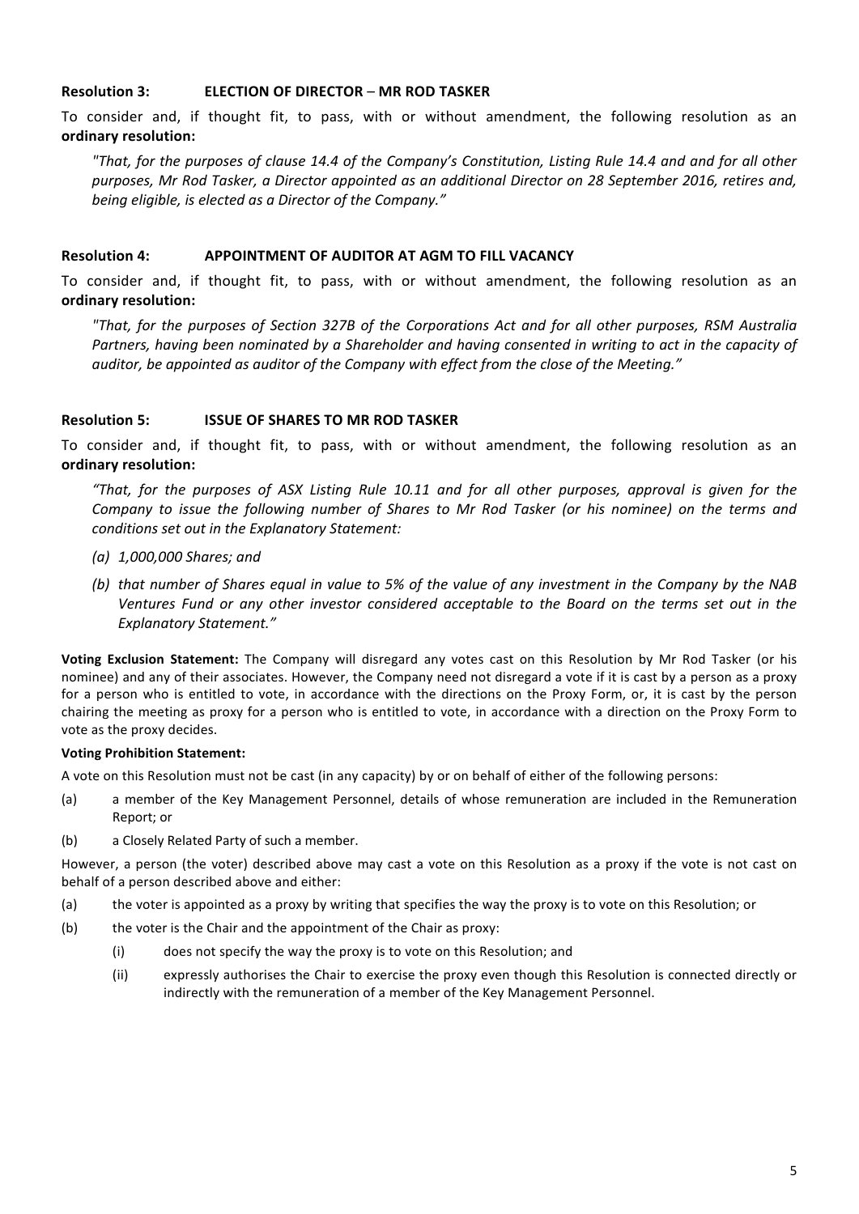**Resolution 3: ELECTION OF DIRECTOR – MR ROD TASKER**

To consider and, if thought fit, to pass, with or without amendment, the following resolution as an **ordinary resolution:**

*"That, for the purposes of clause 14.4 of the Company's Constitution, Listing Rule 14.4 and and for all other purposes, Mr Rod Tasker, a Director appointed as an additional Director on 28 September 2016, retires and, being eligible, is elected as a Director of the Company."*

**Resolution 4: APPOINTMENT OF AUDITOR AT AGM TO FILL VACANCY**

To consider and, if thought fit, to pass, with or without amendment, the following resolution as an **ordinary resolution:**

*"That, for the purposes of Section 327B of the Corporations Act and for all other purposes, RSM Australia Partners, having been nominated by a Shareholder and having consented in writing to act in the capacity of auditor, be appointed as auditor of the Company with effect from the close of the Meeting."*

**Resolution 5: ISSUE OF SHARES TO MR ROD TASKER**

To consider and, if thought fit, to pass, with or without amendment, the following resolution as an **ordinary resolution:**

*"That, for the purposes of ASX Listing Rule 10.11 and for all other purposes, approval is given for the Company to issue the following number of Shares to Mr Rod Tasker (or his nominee) on the terms and conditions set out in the Explanatory Statement:*

*(a) 1,000,000 Shares; and*

*(b) that number of Shares equal in value to 5% of the value of any investment in the Company by the NAB Ventures Fund or any other investor considered acceptable to the Board on the terms set out in the Explanatory Statement."*

**Voting Exclusion Statement:** The Company will disregard any votes cast on this Resolution by Mr Rod Tasker (or his nominee) and any of their associates. However, the Company need not disregard a vote if it is cast by a person as a proxy for a person who is entitled to vote, in accordance with the directions on the Proxy Form, or, it is cast by the person chairing the meeting as proxy for a person who is entitled to vote, in accordance with a direction on the Proxy Form to vote as the proxy decides.

**Voting Prohibition Statement:**

A vote on this Resolution must not be cast (in any capacity) by or on behalf of either of the following persons:

(a) a member of the Key Management Personnel, details of whose remuneration are included in the Remuneration Report; or

(b) a Closely Related Party of such a member.

However, a person (the voter) described above may cast a vote on this Resolution as a proxy if the vote is not cast on behalf of a person described above and either:

(a) the voter is appointed as a proxy by writing that specifies the way the proxy is to vote on this Resolution; or

(b) the voter is the Chair and the appointment of the Chair as proxy:

   (i) does not specify the way the proxy is to vote on this Resolution; and

   (ii) expressly authorises the Chair to exercise the proxy even though this Resolution is connected directly or indirectly with the remuneration of a member of the Key Management Personnel.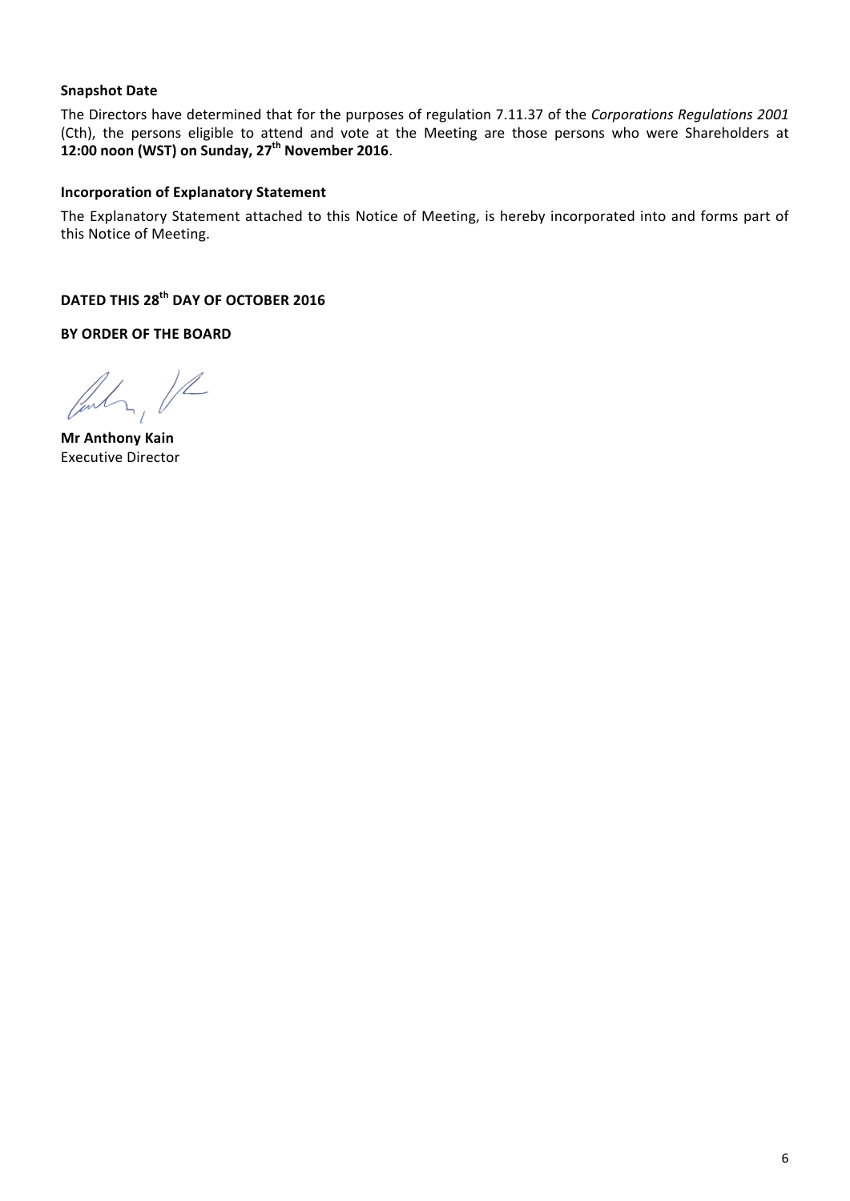**Snapshot Date**

The Directors have determined that for the purposes of regulation 7.11.37 of the *Corporations Regulations 2001* (Cth), the persons eligible to attend and vote at the Meeting are those persons who were Shareholders at **12:00 noon (WST) on Sunday, 27th November 2016**.

**Incorporation of Explanatory Statement**

The Explanatory Statement attached to this Notice of Meeting, is hereby incorporated into and forms part of this Notice of Meeting.

**DATED THIS 28th DAY OF OCTOBER 2016**

**BY ORDER OF THE BOARD**

**Mr Anthony Kain**
Executive Director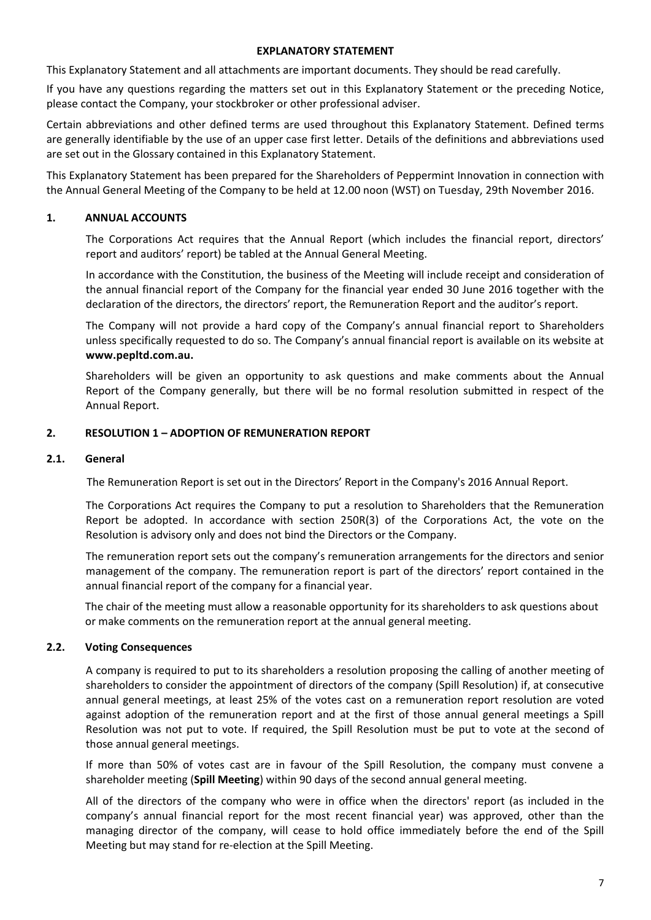## EXPLANATORY STATEMENT

This Explanatory Statement and all attachments are important documents. They should be read carefully.

If you have any questions regarding the matters set out in this Explanatory Statement or the preceding Notice, please contact the Company, your stockbroker or other professional adviser.

Certain abbreviations and other defined terms are used throughout this Explanatory Statement. Defined terms are generally identifiable by the use of an upper case first letter. Details of the definitions and abbreviations used are set out in the Glossary contained in this Explanatory Statement.

This Explanatory Statement has been prepared for the Shareholders of Peppermint Innovation in connection with the Annual General Meeting of the Company to be held at 12.00 noon (WST) on Tuesday, 29th November 2016.

### 1. ANNUAL ACCOUNTS

The Corporations Act requires that the Annual Report (which includes the financial report, directors' report and auditors' report) be tabled at the Annual General Meeting.

In accordance with the Constitution, the business of the Meeting will include receipt and consideration of the annual financial report of the Company for the financial year ended 30 June 2016 together with the declaration of the directors, the directors' report, the Remuneration Report and the auditor's report.

The Company will not provide a hard copy of the Company's annual financial report to Shareholders unless specifically requested to do so. The Company's annual financial report is available on its website at **www.pepltd.com.au.**

Shareholders will be given an opportunity to ask questions and make comments about the Annual Report of the Company generally, but there will be no formal resolution submitted in respect of the Annual Report.

### 2. RESOLUTION 1 – ADOPTION OF REMUNERATION REPORT

#### 2.1. General

The Remuneration Report is set out in the Directors' Report in the Company's 2016 Annual Report.

The Corporations Act requires the Company to put a resolution to Shareholders that the Remuneration Report be adopted. In accordance with section 250R(3) of the Corporations Act, the vote on the Resolution is advisory only and does not bind the Directors or the Company.

The remuneration report sets out the company's remuneration arrangements for the directors and senior management of the company. The remuneration report is part of the directors' report contained in the annual financial report of the company for a financial year.

The chair of the meeting must allow a reasonable opportunity for its shareholders to ask questions about or make comments on the remuneration report at the annual general meeting.

#### 2.2. Voting Consequences

A company is required to put to its shareholders a resolution proposing the calling of another meeting of shareholders to consider the appointment of directors of the company (Spill Resolution) if, at consecutive annual general meetings, at least 25% of the votes cast on a remuneration report resolution are voted against adoption of the remuneration report and at the first of those annual general meetings a Spill Resolution was not put to vote. If required, the Spill Resolution must be put to vote at the second of those annual general meetings.

If more than 50% of votes cast are in favour of the Spill Resolution, the company must convene a shareholder meeting (**Spill Meeting**) within 90 days of the second annual general meeting.

All of the directors of the company who were in office when the directors' report (as included in the company's annual financial report for the most recent financial year) was approved, other than the managing director of the company, will cease to hold office immediately before the end of the Spill Meeting but may stand for re-election at the Spill Meeting.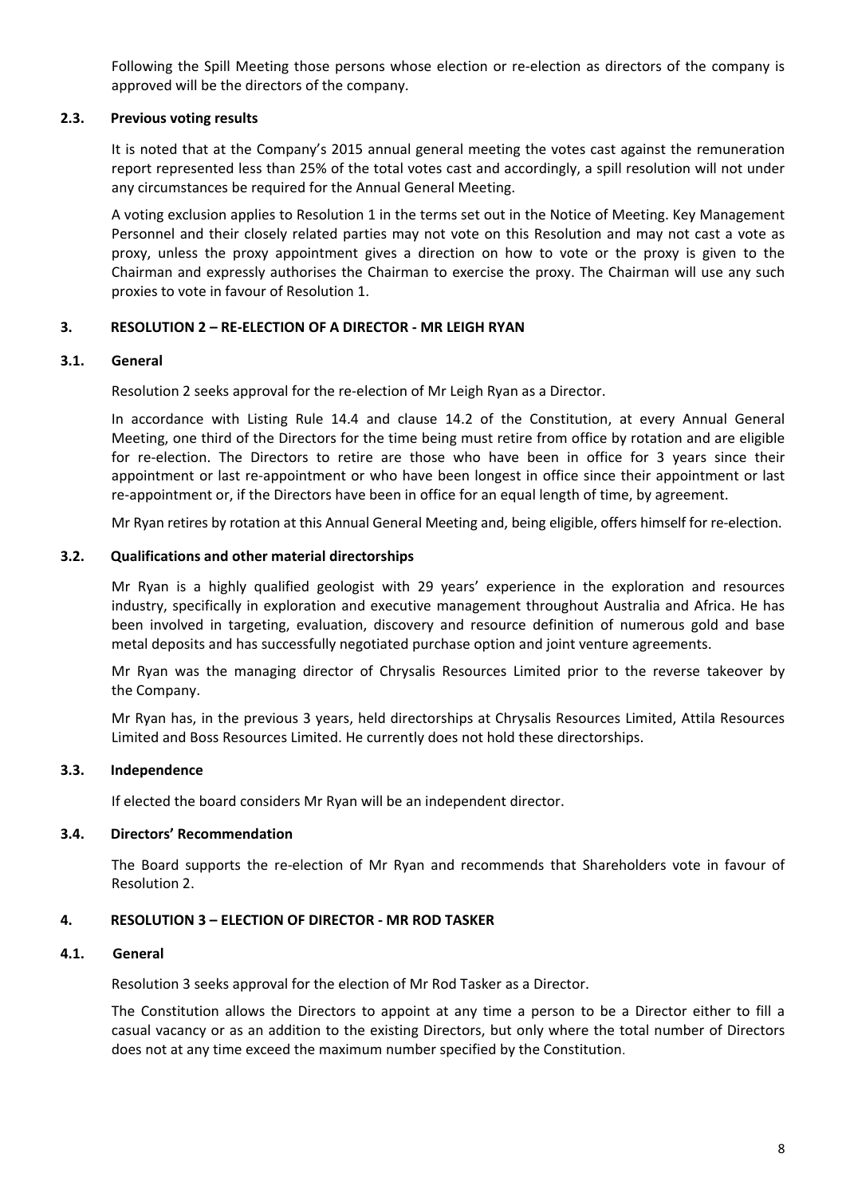Following the Spill Meeting those persons whose election or re-election as directors of the company is approved will be the directors of the company.

### 2.3. Previous voting results

It is noted that at the Company's 2015 annual general meeting the votes cast against the remuneration report represented less than 25% of the total votes cast and accordingly, a spill resolution will not under any circumstances be required for the Annual General Meeting.

A voting exclusion applies to Resolution 1 in the terms set out in the Notice of Meeting. Key Management Personnel and their closely related parties may not vote on this Resolution and may not cast a vote as proxy, unless the proxy appointment gives a direction on how to vote or the proxy is given to the Chairman and expressly authorises the Chairman to exercise the proxy. The Chairman will use any such proxies to vote in favour of Resolution 1.

## 3. RESOLUTION 2 – RE-ELECTION OF A DIRECTOR - MR LEIGH RYAN

### 3.1. General

Resolution 2 seeks approval for the re-election of Mr Leigh Ryan as a Director.

In accordance with Listing Rule 14.4 and clause 14.2 of the Constitution, at every Annual General Meeting, one third of the Directors for the time being must retire from office by rotation and are eligible for re-election. The Directors to retire are those who have been in office for 3 years since their appointment or last re-appointment or who have been longest in office since their appointment or last re-appointment or, if the Directors have been in office for an equal length of time, by agreement.

Mr Ryan retires by rotation at this Annual General Meeting and, being eligible, offers himself for re-election.

### 3.2. Qualifications and other material directorships

Mr Ryan is a highly qualified geologist with 29 years' experience in the exploration and resources industry, specifically in exploration and executive management throughout Australia and Africa. He has been involved in targeting, evaluation, discovery and resource definition of numerous gold and base metal deposits and has successfully negotiated purchase option and joint venture agreements.

Mr Ryan was the managing director of Chrysalis Resources Limited prior to the reverse takeover by the Company.

Mr Ryan has, in the previous 3 years, held directorships at Chrysalis Resources Limited, Attila Resources Limited and Boss Resources Limited. He currently does not hold these directorships.

### 3.3. Independence

If elected the board considers Mr Ryan will be an independent director.

### 3.4. Directors' Recommendation

The Board supports the re-election of Mr Ryan and recommends that Shareholders vote in favour of Resolution 2.

## 4. RESOLUTION 3 – ELECTION OF DIRECTOR - MR ROD TASKER

### 4.1. General

Resolution 3 seeks approval for the election of Mr Rod Tasker as a Director.

The Constitution allows the Directors to appoint at any time a person to be a Director either to fill a casual vacancy or as an addition to the existing Directors, but only where the total number of Directors does not at any time exceed the maximum number specified by the Constitution.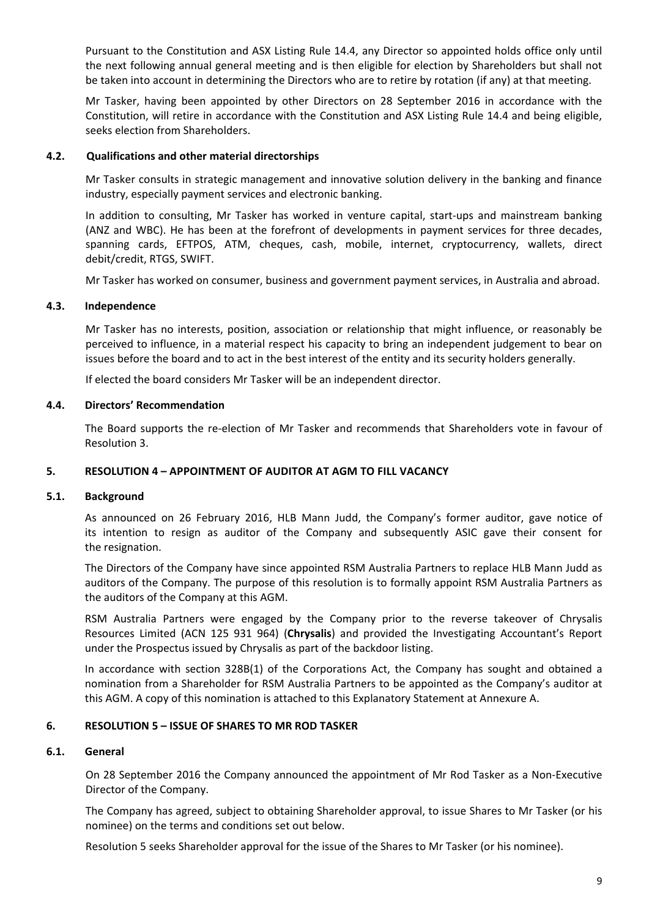Pursuant to the Constitution and ASX Listing Rule 14.4, any Director so appointed holds office only until the next following annual general meeting and is then eligible for election by Shareholders but shall not be taken into account in determining the Directors who are to retire by rotation (if any) at that meeting.

Mr Tasker, having been appointed by other Directors on 28 September 2016 in accordance with the Constitution, will retire in accordance with the Constitution and ASX Listing Rule 14.4 and being eligible, seeks election from Shareholders.

### 4.2. Qualifications and other material directorships

Mr Tasker consults in strategic management and innovative solution delivery in the banking and finance industry, especially payment services and electronic banking.

In addition to consulting, Mr Tasker has worked in venture capital, start-ups and mainstream banking (ANZ and WBC). He has been at the forefront of developments in payment services for three decades, spanning cards, EFTPOS, ATM, cheques, cash, mobile, internet, cryptocurrency, wallets, direct debit/credit, RTGS, SWIFT.

Mr Tasker has worked on consumer, business and government payment services, in Australia and abroad.

### 4.3. Independence

Mr Tasker has no interests, position, association or relationship that might influence, or reasonably be perceived to influence, in a material respect his capacity to bring an independent judgement to bear on issues before the board and to act in the best interest of the entity and its security holders generally.

If elected the board considers Mr Tasker will be an independent director.

### 4.4. Directors' Recommendation

The Board supports the re-election of Mr Tasker and recommends that Shareholders vote in favour of Resolution 3.

## 5. RESOLUTION 4 – APPOINTMENT OF AUDITOR AT AGM TO FILL VACANCY

### 5.1. Background

As announced on 26 February 2016, HLB Mann Judd, the Company's former auditor, gave notice of its intention to resign as auditor of the Company and subsequently ASIC gave their consent for the resignation.

The Directors of the Company have since appointed RSM Australia Partners to replace HLB Mann Judd as auditors of the Company. The purpose of this resolution is to formally appoint RSM Australia Partners as the auditors of the Company at this AGM.

RSM Australia Partners were engaged by the Company prior to the reverse takeover of Chrysalis Resources Limited (ACN 125 931 964) (**Chrysalis**) and provided the Investigating Accountant's Report under the Prospectus issued by Chrysalis as part of the backdoor listing.

In accordance with section 328B(1) of the Corporations Act, the Company has sought and obtained a nomination from a Shareholder for RSM Australia Partners to be appointed as the Company's auditor at this AGM. A copy of this nomination is attached to this Explanatory Statement at Annexure A.

## 6. RESOLUTION 5 – ISSUE OF SHARES TO MR ROD TASKER

### 6.1. General

On 28 September 2016 the Company announced the appointment of Mr Rod Tasker as a Non-Executive Director of the Company.

The Company has agreed, subject to obtaining Shareholder approval, to issue Shares to Mr Tasker (or his nominee) on the terms and conditions set out below.

Resolution 5 seeks Shareholder approval for the issue of the Shares to Mr Tasker (or his nominee).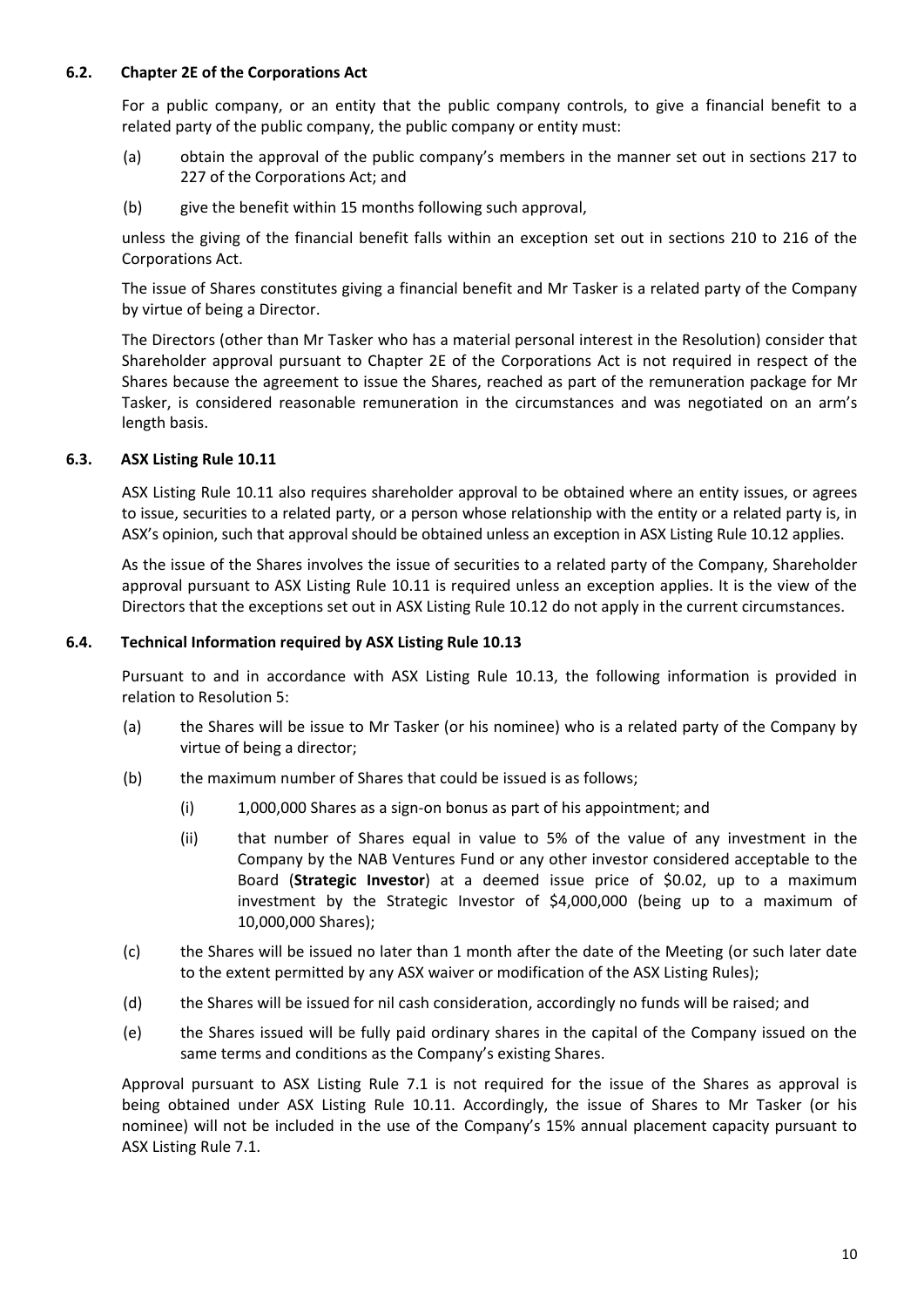### 6.2. Chapter 2E of the Corporations Act

For a public company, or an entity that the public company controls, to give a financial benefit to a related party of the public company, the public company or entity must:

(a) obtain the approval of the public company's members in the manner set out in sections 217 to 227 of the Corporations Act; and

(b) give the benefit within 15 months following such approval,

unless the giving of the financial benefit falls within an exception set out in sections 210 to 216 of the Corporations Act.

The issue of Shares constitutes giving a financial benefit and Mr Tasker is a related party of the Company by virtue of being a Director.

The Directors (other than Mr Tasker who has a material personal interest in the Resolution) consider that Shareholder approval pursuant to Chapter 2E of the Corporations Act is not required in respect of the Shares because the agreement to issue the Shares, reached as part of the remuneration package for Mr Tasker, is considered reasonable remuneration in the circumstances and was negotiated on an arm's length basis.

### 6.3. ASX Listing Rule 10.11

ASX Listing Rule 10.11 also requires shareholder approval to be obtained where an entity issues, or agrees to issue, securities to a related party, or a person whose relationship with the entity or a related party is, in ASX's opinion, such that approval should be obtained unless an exception in ASX Listing Rule 10.12 applies.

As the issue of the Shares involves the issue of securities to a related party of the Company, Shareholder approval pursuant to ASX Listing Rule 10.11 is required unless an exception applies. It is the view of the Directors that the exceptions set out in ASX Listing Rule 10.12 do not apply in the current circumstances.

### 6.4. Technical Information required by ASX Listing Rule 10.13

Pursuant to and in accordance with ASX Listing Rule 10.13, the following information is provided in relation to Resolution 5:

(a) the Shares will be issue to Mr Tasker (or his nominee) who is a related party of the Company by virtue of being a director;

(b) the maximum number of Shares that could be issued is as follows;

  (i) 1,000,000 Shares as a sign-on bonus as part of his appointment; and

  (ii) that number of Shares equal in value to 5% of the value of any investment in the Company by the NAB Ventures Fund or any other investor considered acceptable to the Board (**Strategic Investor**) at a deemed issue price of $0.02, up to a maximum investment by the Strategic Investor of $4,000,000 (being up to a maximum of 10,000,000 Shares);

(c) the Shares will be issued no later than 1 month after the date of the Meeting (or such later date to the extent permitted by any ASX waiver or modification of the ASX Listing Rules);

(d) the Shares will be issued for nil cash consideration, accordingly no funds will be raised; and

(e) the Shares issued will be fully paid ordinary shares in the capital of the Company issued on the same terms and conditions as the Company's existing Shares.

Approval pursuant to ASX Listing Rule 7.1 is not required for the issue of the Shares as approval is being obtained under ASX Listing Rule 10.11. Accordingly, the issue of Shares to Mr Tasker (or his nominee) will not be included in the use of the Company's 15% annual placement capacity pursuant to ASX Listing Rule 7.1.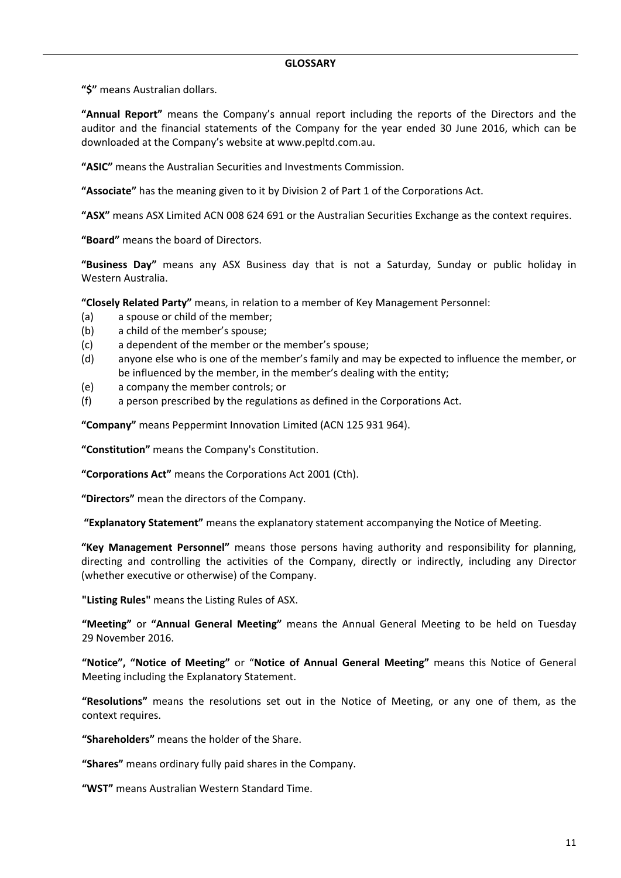## GLOSSARY

**"$"** means Australian dollars.

**"Annual Report"** means the Company's annual report including the reports of the Directors and the auditor and the financial statements of the Company for the year ended 30 June 2016, which can be downloaded at the Company's website at www.pepltd.com.au.

**"ASIC"** means the Australian Securities and Investments Commission.

**"Associate"** has the meaning given to it by Division 2 of Part 1 of the Corporations Act.

**"ASX"** means ASX Limited ACN 008 624 691 or the Australian Securities Exchange as the context requires.

**"Board"** means the board of Directors.

**"Business Day"** means any ASX Business day that is not a Saturday, Sunday or public holiday in Western Australia.

**"Closely Related Party"** means, in relation to a member of Key Management Personnel:

(a) a spouse or child of the member;
(b) a child of the member's spouse;
(c) a dependent of the member or the member's spouse;
(d) anyone else who is one of the member's family and may be expected to influence the member, or be influenced by the member, in the member's dealing with the entity;
(e) a company the member controls; or
(f) a person prescribed by the regulations as defined in the Corporations Act.

**"Company"** means Peppermint Innovation Limited (ACN 125 931 964).

**"Constitution"** means the Company's Constitution.

**"Corporations Act"** means the Corporations Act 2001 (Cth).

**"Directors"** mean the directors of the Company.

**"Explanatory Statement"** means the explanatory statement accompanying the Notice of Meeting.

**"Key Management Personnel"** means those persons having authority and responsibility for planning, directing and controlling the activities of the Company, directly or indirectly, including any Director (whether executive or otherwise) of the Company.

**"Listing Rules"** means the Listing Rules of ASX.

**"Meeting"** or **"Annual General Meeting"** means the Annual General Meeting to be held on Tuesday 29 November 2016.

**"Notice", "Notice of Meeting"** or "**Notice of Annual General Meeting"** means this Notice of General Meeting including the Explanatory Statement.

**"Resolutions"** means the resolutions set out in the Notice of Meeting, or any one of them, as the context requires.

**"Shareholders"** means the holder of the Share.

**"Shares"** means ordinary fully paid shares in the Company.

**"WST"** means Australian Western Standard Time.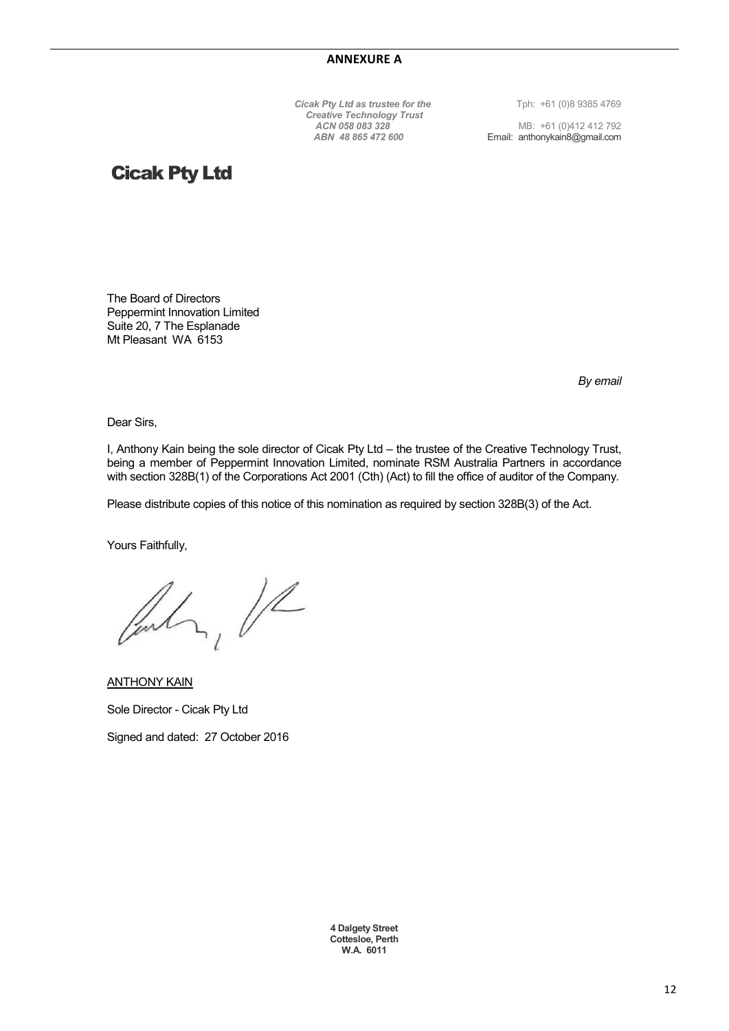**ANNEXURE A**

*Cicak Pty Ltd as trustee for the Creative Technology Trust*
*ACN 058 083 328*
*ABN 48 865 472 600*

Tph: +61 (0)8 9385 4769
MB: +61 (0)412 412 792
Email: anthonykain8@gmail.com

# Cicak Pty Ltd

The Board of Directors
Peppermint Innovation Limited
Suite 20, 7 The Esplanade
Mt Pleasant WA 6153

*By email*

Dear Sirs,

I, Anthony Kain being the sole director of Cicak Pty Ltd – the trustee of the Creative Technology Trust, being a member of Peppermint Innovation Limited, nominate RSM Australia Partners in accordance with section 328B(1) of the Corporations Act 2001 (Cth) (Act) to fill the office of auditor of the Company.

Please distribute copies of this notice of this nomination as required by section 328B(3) of the Act.

Yours Faithfully,

ANTHONY KAIN

Sole Director - Cicak Pty Ltd

Signed and dated: 27 October 2016

**4 Dalgety Street**
**Cottesloe, Perth**
**W.A. 6011**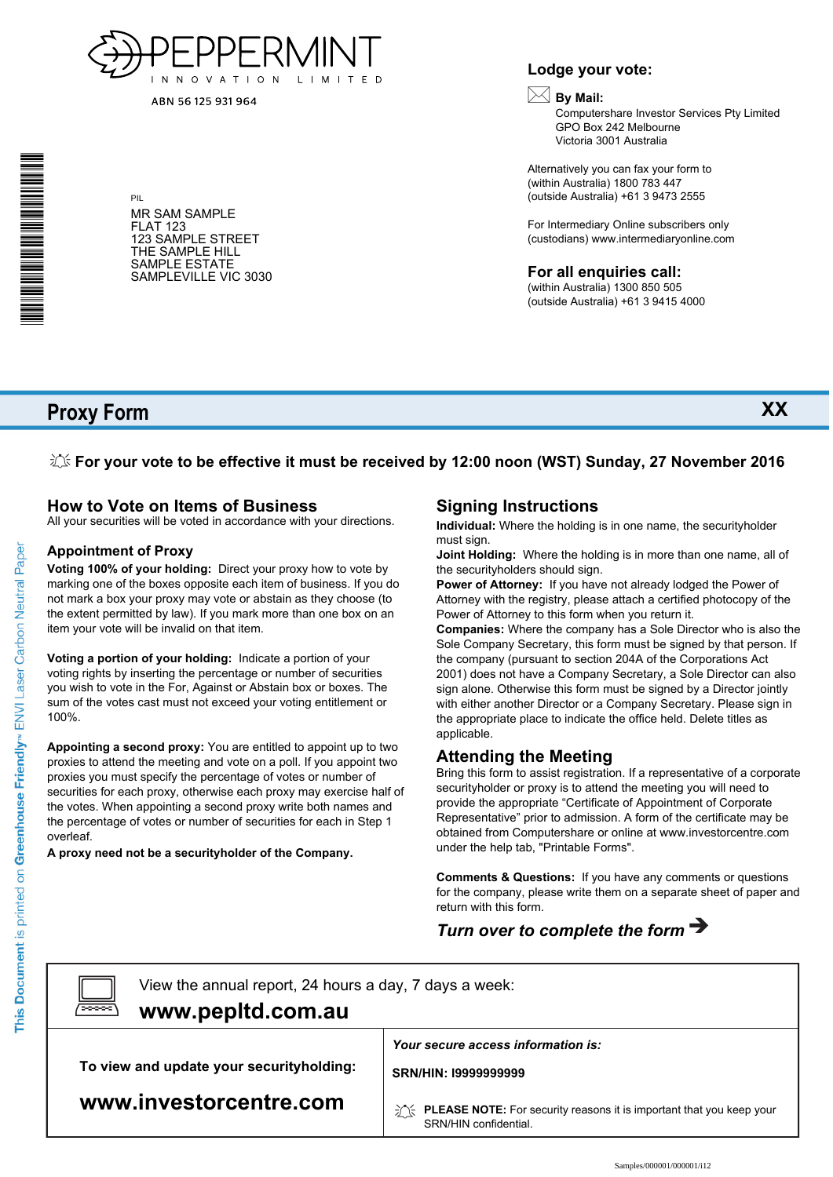PEPPERMINT INNOVATION LIMITED

ABN 56 125 931 964

PIL

MR SAM SAMPLE
FLAT 123
123 SAMPLE STREET
THE SAMPLE HILL
SAMPLE ESTATE
SAMPLEVILLE VIC 3030

**Lodge your vote:**

**By Mail:**
Computershare Investor Services Pty Limited
GPO Box 242 Melbourne
Victoria 3001 Australia

Alternatively you can fax your form to
(within Australia) 1800 783 447
(outside Australia) +61 3 9473 2555

For Intermediary Online subscribers only
(custodians) www.intermediaryonline.com

**For all enquiries call:**
(within Australia) 1300 850 505
(outside Australia) +61 3 9415 4000

# Proxy Form

**XX**

**For your vote to be effective it must be received by 12:00 noon (WST) Sunday, 27 November 2016**

## How to Vote on Items of Business

All your securities will be voted in accordance with your directions.

### Appointment of Proxy

**Voting 100% of your holding:** Direct your proxy how to vote by marking one of the boxes opposite each item of business. If you do not mark a box your proxy may vote or abstain as they choose (to the extent permitted by law). If you mark more than one box on an item your vote will be invalid on that item.

**Voting a portion of your holding:** Indicate a portion of your voting rights by inserting the percentage or number of securities you wish to vote in the For, Against or Abstain box or boxes. The sum of the votes cast must not exceed your voting entitlement or 100%.

**Appointing a second proxy:** You are entitled to appoint up to two proxies to attend the meeting and vote on a poll. If you appoint two proxies you must specify the percentage of votes or number of securities for each proxy, otherwise each proxy may exercise half of the votes. When appointing a second proxy write both names and the percentage of votes or number of securities for each in Step 1 overleaf.

**A proxy need not be a securityholder of the Company.**

## Signing Instructions

**Individual:** Where the holding is in one name, the securityholder must sign.

**Joint Holding:** Where the holding is in more than one name, all of the securityholders should sign.

**Power of Attorney:** If you have not already lodged the Power of Attorney with the registry, please attach a certified photocopy of the Power of Attorney to this form when you return it.

**Companies:** Where the company has a Sole Director who is also the Sole Company Secretary, this form must be signed by that person. If the company (pursuant to section 204A of the Corporations Act 2001) does not have a Company Secretary, a Sole Director can also sign alone. Otherwise this form must be signed by a Director jointly with either another Director or a Company Secretary. Please sign in the appropriate place to indicate the office held. Delete titles as applicable.

## Attending the Meeting

Bring this form to assist registration. If a representative of a corporate securityholder or proxy is to attend the meeting you will need to provide the appropriate "Certificate of Appointment of Corporate Representative" prior to admission. A form of the certificate may be obtained from Computershare or online at www.investorcentre.com under the help tab, "Printable Forms".

**Comments & Questions:** If you have any comments or questions for the company, please write them on a separate sheet of paper and return with this form.

***Turn over to complete the form →***

View the annual report, 24 hours a day, 7 days a week:

**www.pepltd.com.au**

**To view and update your securityholding:**

**www.investorcentre.com**

***Your secure access information is:***

**SRN/HIN: I9999999999**

**PLEASE NOTE:** For security reasons it is important that you keep your SRN/HIN confidential.

This Document is printed on Greenhouse Friendly™ ENVI Laser Carbon Neutral Paper

Samples/000001/000001/i12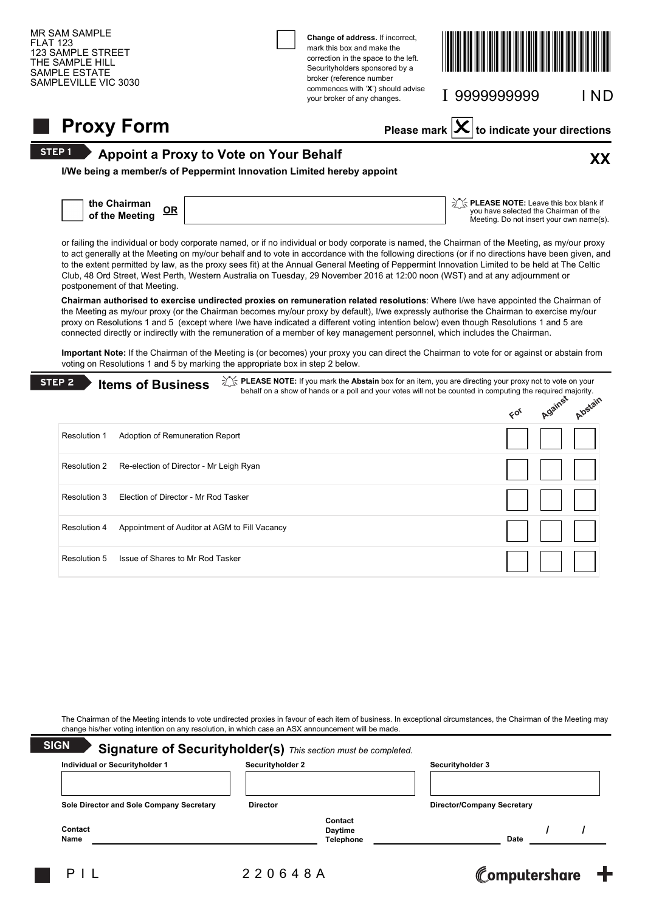MR SAM SAMPLE
FLAT 123
123 SAMPLE STREET
THE SAMPLE HILL
SAMPLE ESTATE
SAMPLEVILLE VIC 3030

☐ **Change of address.** If incorrect, mark this box and make the correction in the space to the left. Securityholders sponsored by a broker (reference number commences with '**X**') should advise your broker of any changes.

I 9999999999 I ND

# Proxy Form

**Please mark ☒ to indicate your directions**

## STEP 1 Appoint a Proxy to Vote on Your Behalf

**XX**

**I/We being a member/s of Peppermint Innovation Limited hereby appoint**

☐ **the Chairman of the Meeting** **OR** ______________________

**PLEASE NOTE:** Leave this box blank if you have selected the Chairman of the Meeting. Do not insert your own name(s).

or failing the individual or body corporate named, or if no individual or body corporate is named, the Chairman of the Meeting, as my/our proxy to act generally at the Meeting on my/our behalf and to vote in accordance with the following directions (or if no directions have been given, and to the extent permitted by law, as the proxy sees fit) at the Annual General Meeting of Peppermint Innovation Limited to be held at The Celtic Club, 48 Ord Street, West Perth, Western Australia on Tuesday, 29 November 2016 at 12:00 noon (WST) and at any adjournment or postponement of that Meeting.

**Chairman authorised to exercise undirected proxies on remuneration related resolutions**: Where I/we have appointed the Chairman of the Meeting as my/our proxy (or the Chairman becomes my/our proxy by default), I/we expressly authorise the Chairman to exercise my/our proxy on Resolutions 1 and 5 (except where I/we have indicated a different voting intention below) even though Resolutions 1 and 5 are connected directly or indirectly with the remuneration of a member of key management personnel, which includes the Chairman.

**Important Note:** If the Chairman of the Meeting is (or becomes) your proxy you can direct the Chairman to vote for or against or abstain from voting on Resolutions 1 and 5 by marking the appropriate box in step 2 below.

## STEP 2 Items of Business

**PLEASE NOTE:** If you mark the **Abstain** box for an item, you are directing your proxy not to vote on your behalf on a show of hands or a poll and your votes will not be counted in computing the required majority.

| | | For | Against | Abstain |
|---|---|---|---|---|
| Resolution 1 | Adoption of Remuneration Report | ☐ | ☐ | ☐ |
| Resolution 2 | Re-election of Director - Mr Leigh Ryan | ☐ | ☐ | ☐ |
| Resolution 3 | Election of Director - Mr Rod Tasker | ☐ | ☐ | ☐ |
| Resolution 4 | Appointment of Auditor at AGM to Fill Vacancy | ☐ | ☐ | ☐ |
| Resolution 5 | Issue of Shares to Mr Rod Tasker | ☐ | ☐ | ☐ |

The Chairman of the Meeting intends to vote undirected proxies in favour of each item of business. In exceptional circumstances, the Chairman of the Meeting may change his/her voting intention on any resolution, in which case an ASX announcement will be made.

## SIGN Signature of Securityholder(s) *This section must be completed.*

| Individual or Securityholder 1 | Securityholder 2 | Securityholder 3 |
|---|---|---|
| | | |
| Sole Director and Sole Company Secretary | Director | Director/Company Secretary |

Contact Name ______________________ Contact Daytime Telephone ______________________ Date ____ / ____ / ____

P I L 2 2 0 6 4 8 A

Computershare